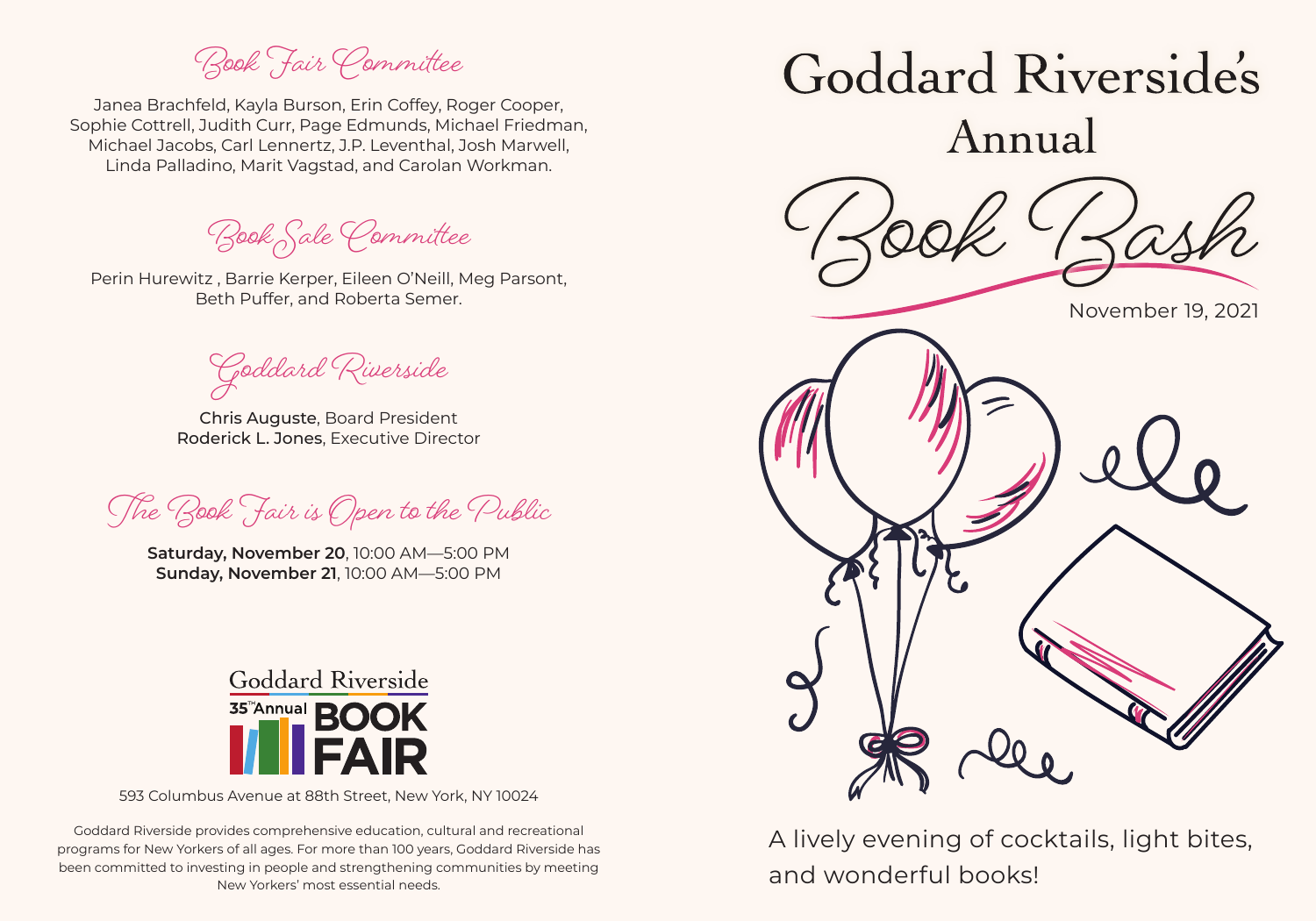## Book Fair Committee

Janea Brachfeld, Kayla Burson, Erin Coffey, Roger Cooper, Sophie Cottrell, Judith Curr, Page Edmunds, Michael Friedman, Michael Jacobs, Carl Lennertz, J.P. Leventhal, Josh Marwell, Linda Palladino, Marit Vagstad, and Carolan Workman.

## Book Sale Committee

Perin Hurewitz , Barrie Kerper, Eileen O'Neill, Meg Parsont, Beth Puffer, and Roberta Semer.

## Goddard Riverside

**Chris Auguste**, Board President
**Roderick L. Jones**, Executive Director

## The Book Fair is Open to the Public

**Saturday, November 20**, 10:00 AM—5:00 PM
**Sunday, November 21**, 10:00 AM—5:00 PM

Goddard Riverside
35TH Annual BOOK FAIR

593 Columbus Avenue at 88th Street, New York, NY 10024

Goddard Riverside provides comprehensive education, cultural and recreational programs for New Yorkers of all ages. For more than 100 years, Goddard Riverside has been committed to investing in people and strengthening communities by meeting New Yorkers' most essential needs.

# Goddard Riverside's Annual Book Bash

November 19, 2021

A lively evening of cocktails, light bites, and wonderful books!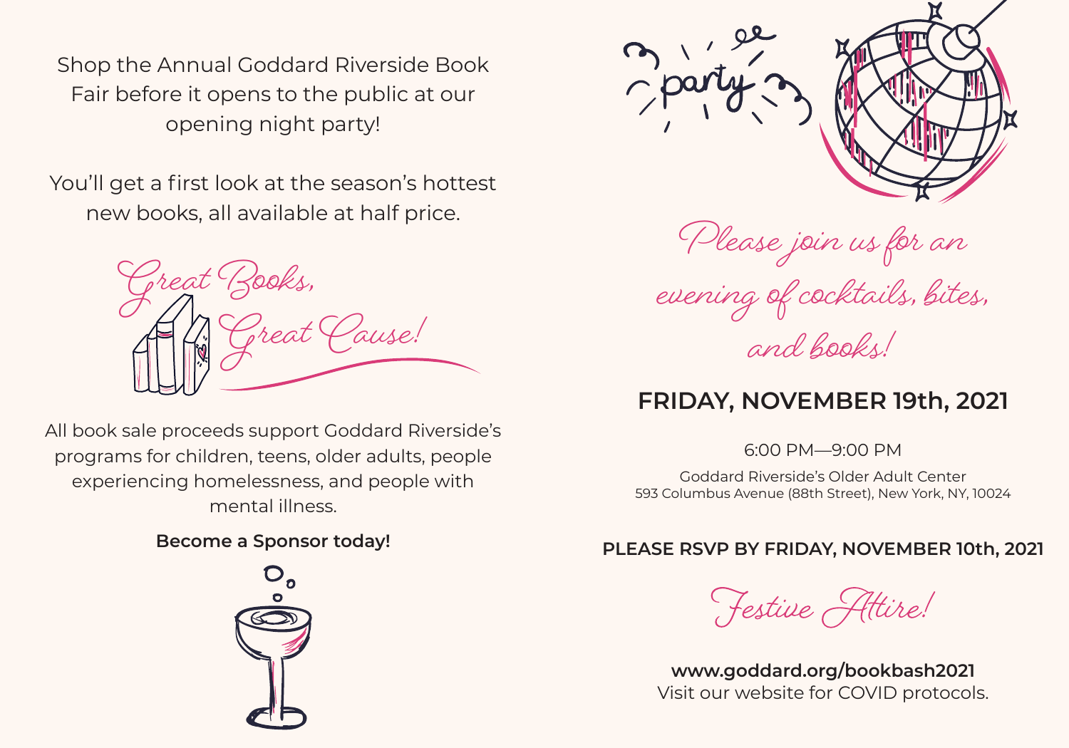Shop the Annual Goddard Riverside Book Fair before it opens to the public at our opening night party!

You'll get a first look at the season's hottest new books, all available at half price.

*Great Books, Great Cause!*

All book sale proceeds support Goddard Riverside's programs for children, teens, older adults, people experiencing homelessness, and people with mental illness.

**Become a Sponsor today!**

party

*Please join us for an evening of cocktails, bites, and books!*

## FRIDAY, NOVEMBER 19th, 2021

6:00 PM—9:00 PM

Goddard Riverside's Older Adult Center
593 Columbus Avenue (88th Street), New York, NY, 10024

**PLEASE RSVP BY FRIDAY, NOVEMBER 10th, 2021**

*Festive Attire!*

**www.goddard.org/bookbash2021**
Visit our website for COVID protocols.